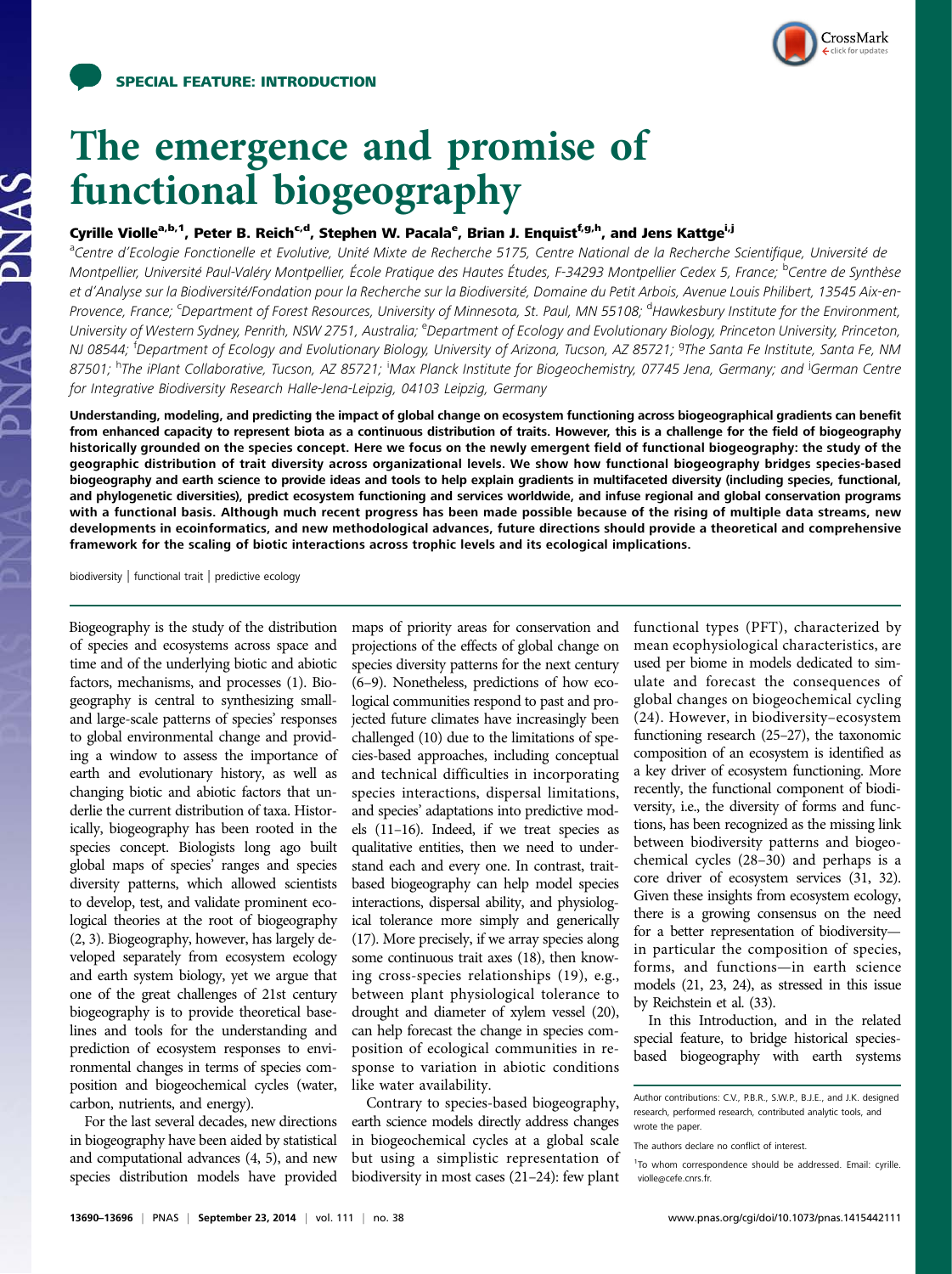SPECIAL FEATURE: INTRODUCTION

# The emergence and promise of functional biogeography

**Cyrille Violle[a,b,1], Peter B. Reich[c,d], Stephen W. Pacala[e], Brian J. Enquist[f,g,h], and Jens Kattge[i,j]**

[a]*Centre d'Ecologie Fonctionelle et Evolutive, Unité Mixte de Recherche 5175, Centre National de la Recherche Scientifique, Université de Montpellier, Université Paul-Valéry Montpellier, École Pratique des Hautes Études, F-34293 Montpellier Cedex 5, France;* [b]*Centre de Synthèse et d'Analyse sur la Biodiversité/Fondation pour la Recherche sur la Biodiversité, Domaine du Petit Arbois, Avenue Louis Philibert, 13545 Aix-en-Provence, France;* [c]*Department of Forest Resources, University of Minnesota, St. Paul, MN 55108;* [d]*Hawkesbury Institute for the Environment, University of Western Sydney, Penrith, NSW 2751, Australia;* [e]*Department of Ecology and Evolutionary Biology, Princeton University, Princeton, NJ 08544;* [f]*Department of Ecology and Evolutionary Biology, University of Arizona, Tucson, AZ 85721;* [g]*The Santa Fe Institute, Santa Fe, NM 87501;* [h]*The iPlant Collaborative, Tucson, AZ 85721;* [i]*Max Planck Institute for Biogeochemistry, 07745 Jena, Germany; and* [j]*German Centre for Integrative Biodiversity Research Halle-Jena-Leipzig, 04103 Leipzig, Germany*

**Understanding, modeling, and predicting the impact of global change on ecosystem functioning across biogeographical gradients can benefit from enhanced capacity to represent biota as a continuous distribution of traits. However, this is a challenge for the field of biogeography historically grounded on the species concept. Here we focus on the newly emergent field of functional biogeography: the study of the geographic distribution of trait diversity across organizational levels. We show how functional biogeography bridges species-based biogeography and earth science to provide ideas and tools to help explain gradients in multifaceted diversity (including species, functional, and phylogenetic diversities), predict ecosystem functioning and services worldwide, and infuse regional and global conservation programs with a functional basis. Although much recent progress has been made possible because of the rising of multiple data streams, new developments in ecoinformatics, and new methodological advances, future directions should provide a theoretical and comprehensive framework for the scaling of biotic interactions across trophic levels and its ecological implications.**

biodiversity | functional trait | predictive ecology

Biogeography is the study of the distribution of species and ecosystems across space and time and of the underlying biotic and abiotic factors, mechanisms, and processes (1). Biogeography is central to synthesizing small- and large-scale patterns of species' responses to global environmental change and providing a window to assess the importance of earth and evolutionary history, as well as changing biotic and abiotic factors that underlie the current distribution of taxa. Historically, biogeography has been rooted in the species concept. Biologists long ago built global maps of species' ranges and species diversity patterns, which allowed scientists to develop, test, and validate prominent ecological theories at the root of biogeography (2, 3). Biogeography, however, has largely developed separately from ecosystem ecology and earth system biology, yet we argue that one of the great challenges of 21st century biogeography is to provide theoretical baselines and tools for the understanding and prediction of ecosystem responses to environmental changes in terms of species composition and biogeochemical cycles (water, carbon, nutrients, and energy).

For the last several decades, new directions in biogeography have been aided by statistical and computational advances (4, 5), and new species distribution models have provided maps of priority areas for conservation and projections of the effects of global change on species diversity patterns for the next century (6–9). Nonetheless, predictions of how ecological communities respond to past and projected future climates have increasingly been challenged (10) due to the limitations of species-based approaches, including conceptual and technical difficulties in incorporating species interactions, dispersal limitations, and species' adaptations into predictive models (11–16). Indeed, if we treat species as qualitative entities, then we need to understand each and every one. In contrast, trait-based biogeography can help model species interactions, dispersal ability, and physiological tolerance more simply and generically (17). More precisely, if we array species along some continuous trait axes (18), then knowing cross-species relationships (19), e.g., between plant physiological tolerance to drought and diameter of xylem vessel (20), can help forecast the change in species composition of ecological communities in response to variation in abiotic conditions like water availability.

Contrary to species-based biogeography, earth science models directly address changes in biogeochemical cycles at a global scale but using a simplistic representation of biodiversity in most cases (21–24): few plant functional types (PFT), characterized by mean ecophysiological characteristics, are used per biome in models dedicated to simulate and forecast the consequences of global changes on biogeochemical cycling (24). However, in biodiversity–ecosystem functioning research (25–27), the taxonomic composition of an ecosystem is identified as a key driver of ecosystem functioning. More recently, the functional component of biodiversity, i.e., the diversity of forms and functions, has been recognized as the missing link between biodiversity patterns and biogeochemical cycles (28–30) and perhaps is a core driver of ecosystem services (31, 32). Given these insights from ecosystem ecology, there is a growing consensus on the need for a better representation of biodiversity—in particular the composition of species, forms, and functions—in earth science models (21, 23, 24), as stressed in this issue by Reichstein et al. (33).

In this Introduction, and in the related special feature, to bridge historical species-based biogeography with earth systems

Author contributions: C.V., P.B.R., S.W.P., B.J.E., and J.K. designed research, performed research, contributed analytic tools, and wrote the paper.

The authors declare no conflict of interest.

[1]To whom correspondence should be addressed. Email: cyrille.violle@cefe.cnrs.fr.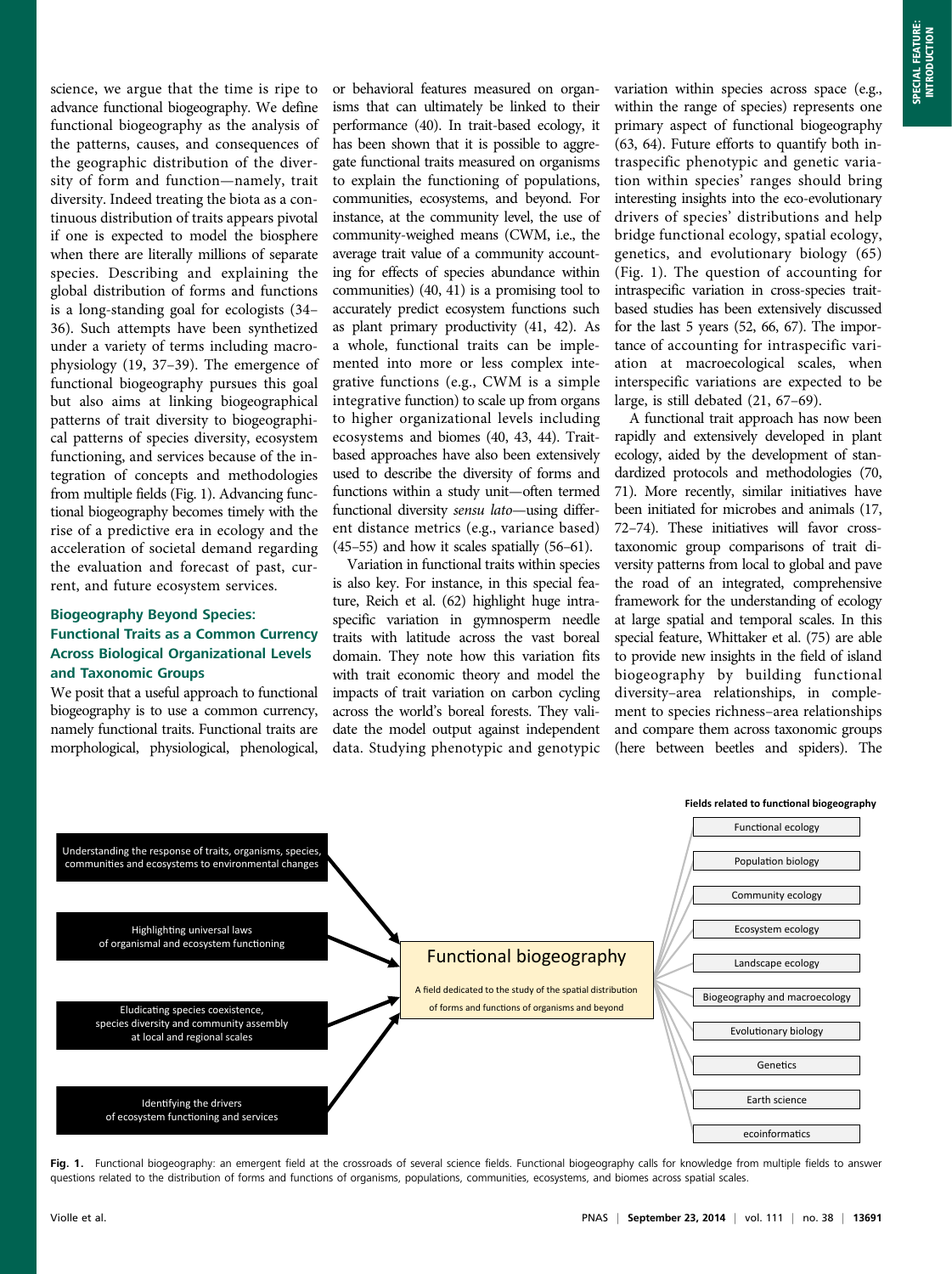science, we argue that the time is ripe to advance functional biogeography. We define functional biogeography as the analysis of the patterns, causes, and consequences of the geographic distribution of the diversity of form and function—namely, trait diversity. Indeed treating the biota as a continuous distribution of traits appears pivotal if one is expected to model the biosphere when there are literally millions of separate species. Describing and explaining the global distribution of forms and functions is a long-standing goal for ecologists (34–36). Such attempts have been synthetized under a variety of terms including macrophysiology (19, 37–39). The emergence of functional biogeography pursues this goal but also aims at linking biogeographical patterns of trait diversity to biogeographical patterns of species diversity, ecosystem functioning, and services because of the integration of concepts and methodologies from multiple fields (Fig. 1). Advancing functional biogeography becomes timely with the rise of a predictive era in ecology and the acceleration of societal demand regarding the evaluation and forecast of past, current, and future ecosystem services.

## Biogeography Beyond Species: Functional Traits as a Common Currency Across Biological Organizational Levels and Taxonomic Groups

We posit that a useful approach to functional biogeography is to use a common currency, namely functional traits. Functional traits are morphological, physiological, phenological, or behavioral features measured on organisms that can ultimately be linked to their performance (40). In trait-based ecology, it has been shown that it is possible to aggregate functional traits measured on organisms to explain the functioning of populations, communities, ecosystems, and beyond. For instance, at the community level, the use of community-weighed means (CWM, i.e., the average trait value of a community accounting for effects of species abundance within communities) (40, 41) is a promising tool to accurately predict ecosystem functions such as plant primary productivity (41, 42). As a whole, functional traits can be implemented into more or less complex integrative functions (e.g., CWM is a simple integrative function) to scale up from organs to higher organizational levels including ecosystems and biomes (40, 43, 44). Trait-based approaches have also been extensively used to describe the diversity of forms and functions within a study unit—often termed functional diversity *sensu lato*—using different distance metrics (e.g., variance based) (45–55) and how it scales spatially (56–61).

Variation in functional traits within species is also key. For instance, in this special feature, Reich et al. (62) highlight huge intraspecific variation in gymnosperm needle traits with latitude across the vast boreal domain. They note how this variation fits with trait economic theory and model the impacts of trait variation on carbon cycling across the world's boreal forests. They validate the model output against independent data. Studying phenotypic and genotypic variation within species across space (e.g., within the range of species) represents one primary aspect of functional biogeography (63, 64). Future efforts to quantify both intraspecific phenotypic and genetic variation within species' ranges should bring interesting insights into the eco-evolutionary drivers of species' distributions and help bridge functional ecology, spatial ecology, genetics, and evolutionary biology (65) (Fig. 1). The question of accounting for intraspecific variation in cross-species trait-based studies has been extensively discussed for the last 5 years (52, 66, 67). The importance of accounting for intraspecific variation at macroecological scales, when interspecific variations are expected to be large, is still debated (21, 67–69).

A functional trait approach has now been rapidly and extensively developed in plant ecology, aided by the development of standardized protocols and methodologies (70, 71). More recently, similar initiatives have been initiated for microbes and animals (17, 72–74). These initiatives will favor cross-taxonomic group comparisons of trait diversity patterns from local to global and pave the road of an integrated, comprehensive framework for the understanding of ecology at large spatial and temporal scales. In this special feature, Whittaker et al. (75) are able to provide new insights in the field of island biogeography by building functional diversity–area relationships, in complement to species richness–area relationships and compare them across taxonomic groups (here between beetles and spiders). The

**Fig. 1.** Functional biogeography: an emergent field at the crossroads of several science fields. Functional biogeography calls for knowledge from multiple fields to answer questions related to the distribution of forms and functions of organisms, populations, communities, ecosystems, and biomes across spatial scales.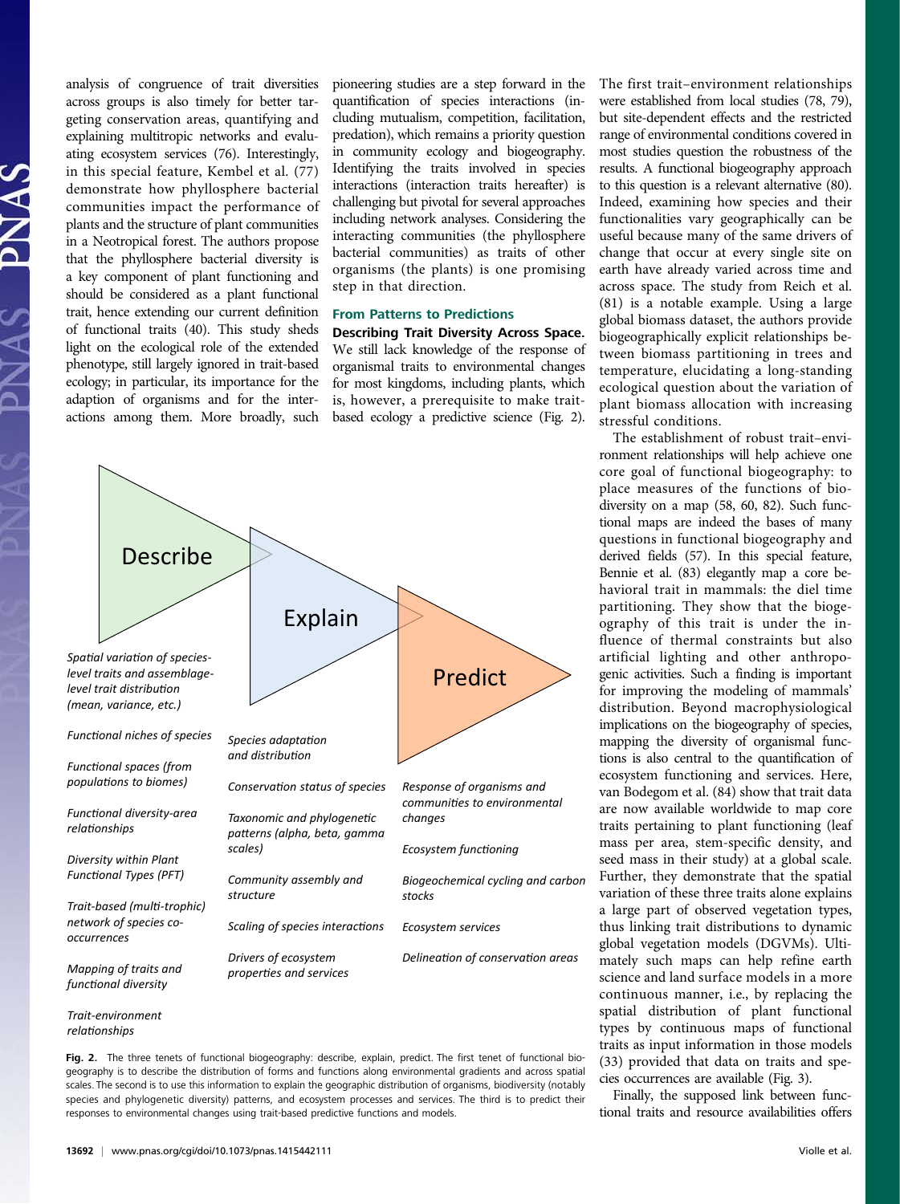analysis of congruence of trait diversities across groups is also timely for better targeting conservation areas, quantifying and explaining multitropic networks and evaluating ecosystem services (76). Interestingly, in this special feature, Kembel et al. (77) demonstrate how phyllosphere bacterial communities impact the performance of plants and the structure of plant communities in a Neotropical forest. The authors propose that the phyllosphere bacterial diversity is a key component of plant functioning and should be considered as a plant functional trait, hence extending our current definition of functional traits (40). This study sheds light on the ecological role of the extended phenotype, still largely ignored in trait-based ecology; in particular, its importance for the adaption of organisms and for the interactions among them. More broadly, such pioneering studies are a step forward in the quantification of species interactions (including mutualism, competition, facilitation, predation), which remains a priority question in community ecology and biogeography. Identifying the traits involved in species interactions (interaction traits hereafter) is challenging but pivotal for several approaches including network analyses. Considering the interacting communities (the phyllosphere bacterial communities) as traits of other organisms (the plants) is one promising step in that direction.

## From Patterns to Predictions

**Describing Trait Diversity Across Space.** We still lack knowledge of the response of organismal traits to environmental changes for most kingdoms, including plants, which is, however, a prerequisite to make trait-based ecology a predictive science (Fig. 2). The first trait–environment relationships were established from local studies (78, 79), but site-dependent effects and the restricted range of environmental conditions covered in most studies question the robustness of the results. A functional biogeography approach to this question is a relevant alternative (80). Indeed, examining how species and their functionalities vary geographically can be useful because many of the same drivers of change that occur at every single site on earth have already varied across time and across space. The study from Reich et al. (81) is a notable example. Using a large global biomass dataset, the authors provide biogeographically explicit relationships between biomass partitioning in trees and temperature, elucidating a long-standing ecological question about the variation of plant biomass allocation with increasing stressful conditions.

The establishment of robust trait–environment relationships will help achieve one core goal of functional biogeography: to place measures of the functions of biodiversity on a map (58, 60, 82). Such functional maps are indeed the bases of many questions in functional biogeography and derived fields (57). In this special feature, Bennie et al. (83) elegantly map a core behavioral trait in mammals: the diel time partitioning. They show that the biogeography of this trait is under the influence of thermal constraints but also artificial lighting and other anthropogenic activities. Such a finding is important for improving the modeling of mammals' distribution. Beyond macrophysiological implications on the biogeography of species, mapping the diversity of organismal functions is also central to the quantification of ecosystem functioning and services. Here, van Bodegom et al. (84) show that trait data are now available worldwide to map core traits pertaining to plant functioning (leaf mass per area, stem-specific density, and seed mass in their study) at a global scale. Further, they demonstrate that the spatial variation of these three traits alone explains a large part of observed vegetation types, thus linking trait distributions to dynamic global vegetation models (DGVMs). Ultimately such maps can help refine earth science and land surface models in a more continuous manner, i.e., by replacing the spatial distribution of plant functional types by continuous maps of functional traits as input information in those models (33) provided that data on traits and species occurrences are available (Fig. 3).

Finally, the supposed link between functional traits and resource availabilities offers

| Describe | Explain | Predict |
| --- | --- | --- |
| *Spatial variation of species-level traits and assemblage-level trait distribution (mean, variance, etc.)* | *Species adaptation and distribution* | *Response of organisms and communities to environmental changes* |
| *Functional niches of species* | *Conservation status of species* | *Ecosystem functioning* |
| *Functional spaces (from populations to biomes)* | *Taxonomic and phylogenetic patterns (alpha, beta, gamma scales)* | *Biogeochemical cycling and carbon stocks* |
| *Functional diversity-area relationships* | *Community assembly and structure* | *Ecosystem services* |
| *Diversity within Plant Functional Types (PFT)* | *Scaling of species interactions* | *Delineation of conservation areas* |
| *Trait-based (multi-trophic) network of species co-occurrences* | *Drivers of ecosystem properties and services* | |
| *Mapping of traits and functional diversity* | | |
| *Trait-environment relationships* | | |

**Fig. 2.** The three tenets of functional biogeography: describe, explain, predict. The first tenet of functional biogeography is to describe the distribution of forms and functions along environmental gradients and across spatial scales. The second is to use this information to explain the geographic distribution of organisms, biodiversity (notably species and phylogenetic diversity) patterns, and ecosystem processes and services. The third is to predict their responses to environmental changes using trait-based predictive functions and models.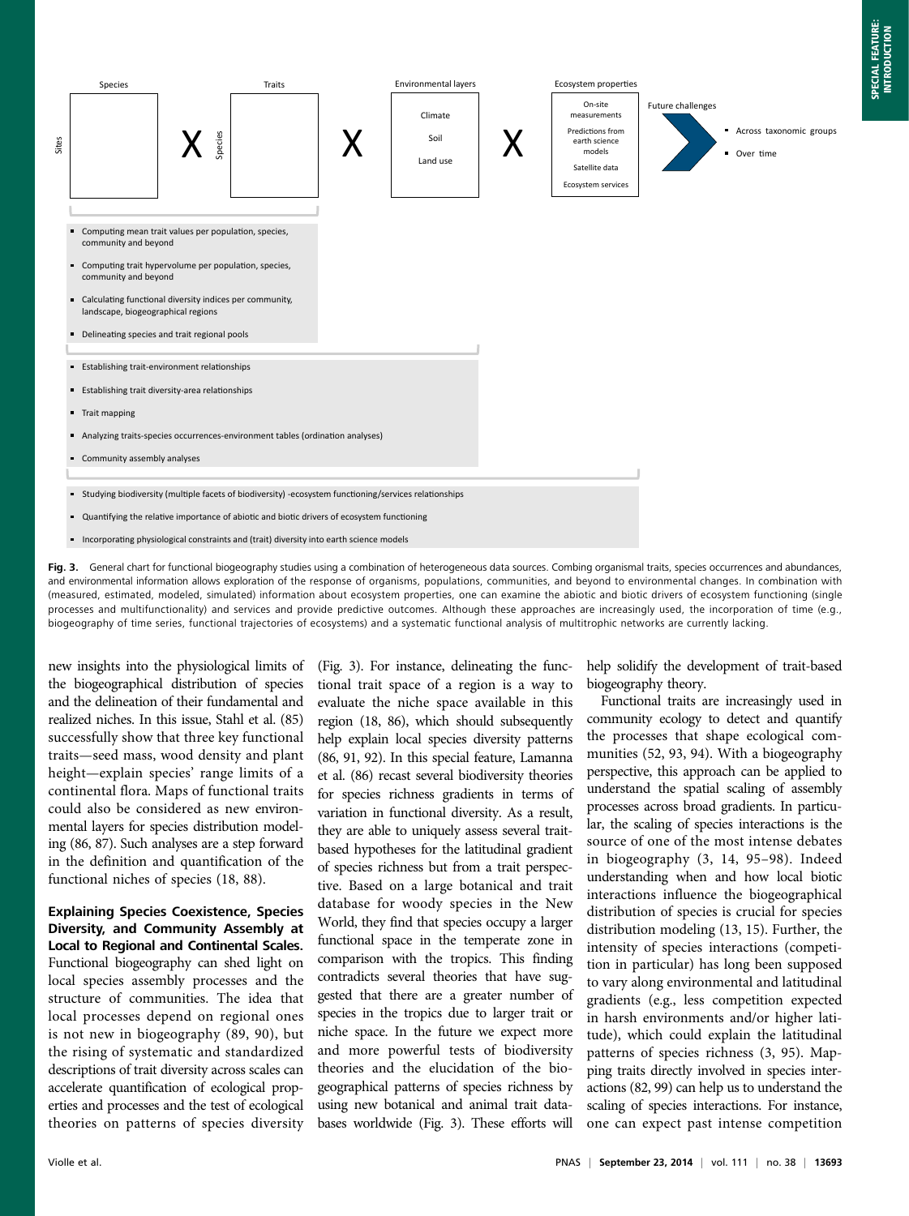Species

Traits

Environmental layers

Ecosystem properties

Sites

X

Species

X

Climate

Soil

Land use

X

On-site measurements

Predictions from earth science models

Satellite data

Ecosystem services

Future challenges

- Across taxonomic groups
- Over time

- Computing mean trait values per population, species, community and beyond
- Computing trait hypervolume per population, species, community and beyond
- Calculating functional diversity indices per community, landscape, biogeographical regions
- Delineating species and trait regional pools

- Establishing trait-environment relationships
- Establishing trait diversity-area relationships
- Trait mapping
- Analyzing traits-species occurrences-environment tables (ordination analyses)
- Community assembly analyses

- Studying biodiversity (multiple facets of biodiversity) -ecosystem functioning/services relationships
- Quantifying the relative importance of abiotic and biotic drivers of ecosystem functioning
- Incorporating physiological constraints and (trait) diversity into earth science models

**Fig. 3.** General chart for functional biogeography studies using a combination of heterogeneous data sources. Combing organismal traits, species occurrences and abundances, and environmental information allows exploration of the response of organisms, populations, communities, and beyond to environmental changes. In combination with (measured, estimated, modeled, simulated) information about ecosystem properties, one can examine the abiotic and biotic drivers of ecosystem functioning (single processes and multifunctionality) and services and provide predictive outcomes. Although these approaches are increasingly used, the incorporation of time (e.g., biogeography of time series, functional trajectories of ecosystems) and a systematic functional analysis of multitrophic networks are currently lacking.

new insights into the physiological limits of the biogeographical distribution of species and the delineation of their fundamental and realized niches. In this issue, Stahl et al. (85) successfully show that three key functional traits—seed mass, wood density and plant height—explain species' range limits of a continental flora. Maps of functional traits could also be considered as new environmental layers for species distribution modeling (86, 87). Such analyses are a step forward in the definition and quantification of the functional niches of species (18, 88).

**Explaining Species Coexistence, Species Diversity, and Community Assembly at Local to Regional and Continental Scales.** Functional biogeography can shed light on local species assembly processes and the structure of communities. The idea that local processes depend on regional ones is not new in biogeography (89, 90), but the rising of systematic and standardized descriptions of trait diversity across scales can accelerate quantification of ecological properties and processes and the test of ecological theories on patterns of species diversity (Fig. 3). For instance, delineating the functional trait space of a region is a way to evaluate the niche space available in this region (18, 86), which should subsequently help explain local species diversity patterns (86, 91, 92). In this special feature, Lamanna et al. (86) recast several biodiversity theories for species richness gradients in terms of variation in functional diversity. As a result, they are able to uniquely assess several trait-based hypotheses for the latitudinal gradient of species richness but from a trait perspective. Based on a large botanical and trait database for woody species in the New World, they find that species occupy a larger functional space in the temperate zone in comparison with the tropics. This finding contradicts several theories that have suggested that there are a greater number of species in the tropics due to larger trait or niche space. In the future we expect more and more powerful tests of biodiversity theories and the elucidation of the biogeographical patterns of species richness by using new botanical and animal trait databases worldwide (Fig. 3). These efforts will help solidify the development of trait-based biogeography theory.

Functional traits are increasingly used in community ecology to detect and quantify the processes that shape ecological communities (52, 93, 94). With a biogeography perspective, this approach can be applied to understand the spatial scaling of assembly processes across broad gradients. In particular, the scaling of species interactions is the source of one of the most intense debates in biogeography (3, 14, 95–98). Indeed understanding when and how local biotic interactions influence the biogeographical distribution of species is crucial for species distribution modeling (13, 15). Further, the intensity of species interactions (competition in particular) has long been supposed to vary along environmental and latitudinal gradients (e.g., less competition expected in harsh environments and/or higher latitude), which could explain the latitudinal patterns of species richness (3, 95). Mapping traits directly involved in species interactions (82, 99) can help us to understand the scaling of species interactions. For instance, one can expect past intense competition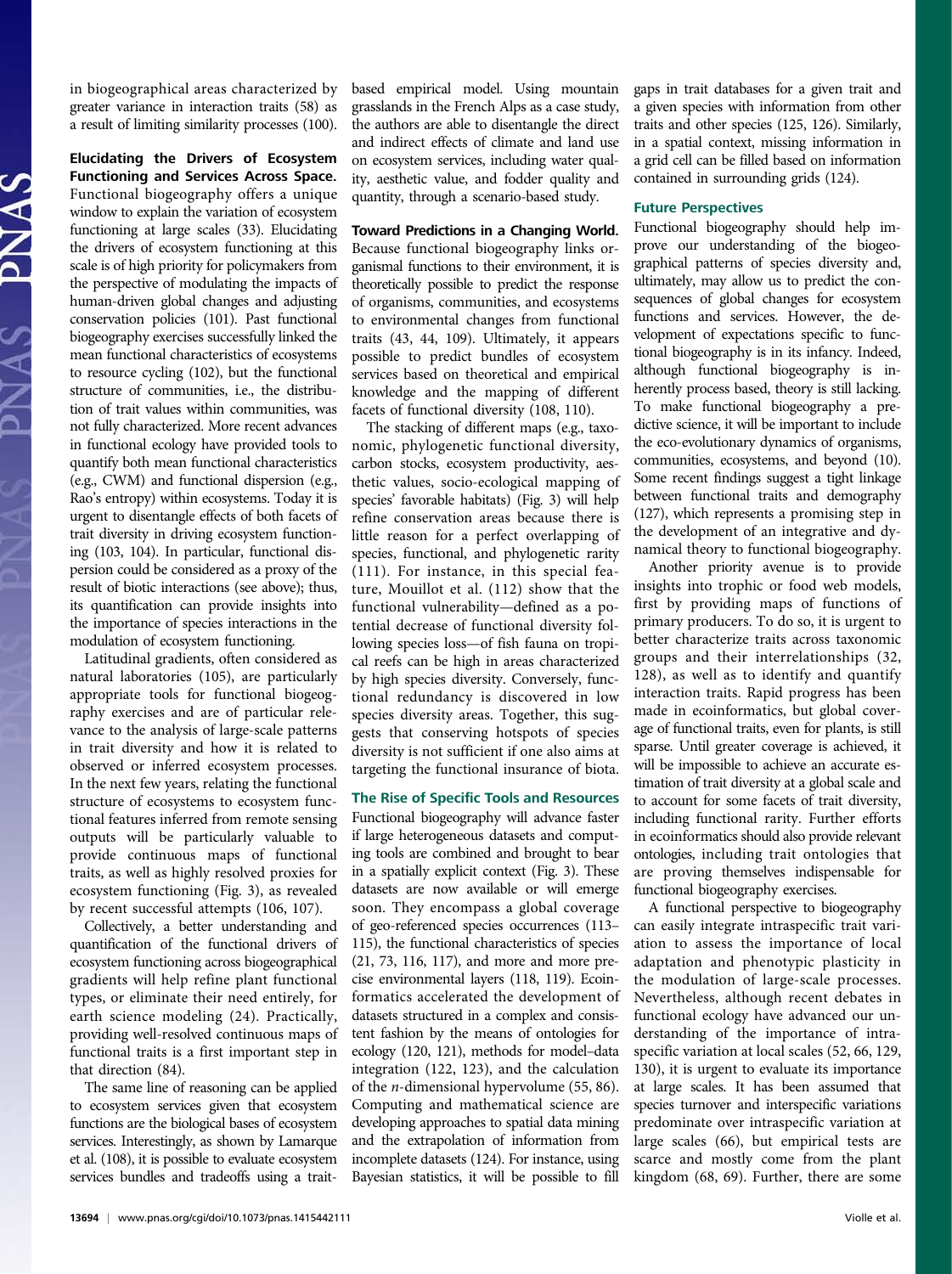in biogeographical areas characterized by greater variance in interaction traits (58) as a result of limiting similarity processes (100).

**Elucidating the Drivers of Ecosystem Functioning and Services Across Space.** Functional biogeography offers a unique window to explain the variation of ecosystem functioning at large scales (33). Elucidating the drivers of ecosystem functioning at this scale is of high priority for policymakers from the perspective of modulating the impacts of human-driven global changes and adjusting conservation policies (101). Past functional biogeography exercises successfully linked the mean functional characteristics of ecosystems to resource cycling (102), but the functional structure of communities, i.e., the distribution of trait values within communities, was not fully characterized. More recent advances in functional ecology have provided tools to quantify both mean functional characteristics (e.g., CWM) and functional dispersion (e.g., Rao's entropy) within ecosystems. Today it is urgent to disentangle effects of both facets of trait diversity in driving ecosystem functioning (103, 104). In particular, functional dispersion could be considered as a proxy of the result of biotic interactions (see above); thus, its quantification can provide insights into the importance of species interactions in the modulation of ecosystem functioning.

Latitudinal gradients, often considered as natural laboratories (105), are particularly appropriate tools for functional biogeography exercises and are of particular relevance to the analysis of large-scale patterns in trait diversity and how it is related to observed or inferred ecosystem processes. In the next few years, relating the functional structure of ecosystems to ecosystem functional features inferred from remote sensing outputs will be particularly valuable to provide continuous maps of functional traits, as well as highly resolved proxies for ecosystem functioning (Fig. 3), as revealed by recent successful attempts (106, 107).

Collectively, a better understanding and quantification of the functional drivers of ecosystem functioning across biogeographical gradients will help refine plant functional types, or eliminate their need entirely, for earth science modeling (24). Practically, providing well-resolved continuous maps of functional traits is a first important step in that direction (84).

The same line of reasoning can be applied to ecosystem services given that ecosystem functions are the biological bases of ecosystem services. Interestingly, as shown by Lamarque et al. (108), it is possible to evaluate ecosystem services bundles and tradeoffs using a trait-based empirical model. Using mountain grasslands in the French Alps as a case study, the authors are able to disentangle the direct and indirect effects of climate and land use on ecosystem services, including water quality, aesthetic value, and fodder quality and quantity, through a scenario-based study.

**Toward Predictions in a Changing World.** Because functional biogeography links organismal functions to their environment, it is theoretically possible to predict the response of organisms, communities, and ecosystems to environmental changes from functional traits (43, 44, 109). Ultimately, it appears possible to predict bundles of ecosystem services based on theoretical and empirical knowledge and the mapping of different facets of functional diversity (108, 110).

The stacking of different maps (e.g., taxonomic, phylogenetic functional diversity, carbon stocks, ecosystem productivity, aesthetic values, socio-ecological mapping of species' favorable habitats) (Fig. 3) will help refine conservation areas because there is little reason for a perfect overlapping of species, functional, and phylogenetic rarity (111). For instance, in this special feature, Mouillot et al. (112) show that the functional vulnerability—defined as a potential decrease of functional diversity following species loss—of fish fauna on tropical reefs can be high in areas characterized by high species diversity. Conversely, functional redundancy is discovered in low species diversity areas. Together, this suggests that conserving hotspots of species diversity is not sufficient if one also aims at targeting the functional insurance of biota.

## The Rise of Specific Tools and Resources

Functional biogeography will advance faster if large heterogeneous datasets and computing tools are combined and brought to bear in a spatially explicit context (Fig. 3). These datasets are now available or will emerge soon. They encompass a global coverage of geo-referenced species occurrences (113–115), the functional characteristics of species (21, 73, 116, 117), and more and more precise environmental layers (118, 119). Ecoinformatics accelerated the development of datasets structured in a complex and consistent fashion by the means of ontologies for ecology (120, 121), methods for model–data integration (122, 123), and the calculation of the *n*-dimensional hypervolume (55, 86). Computing and mathematical science are developing approaches to spatial data mining and the extrapolation of information from incomplete datasets (124). For instance, using Bayesian statistics, it will be possible to fill gaps in trait databases for a given trait and a given species with information from other traits and other species (125, 126). Similarly, in a spatial context, missing information in a grid cell can be filled based on information contained in surrounding grids (124).

## Future Perspectives

Functional biogeography should help improve our understanding of the biogeographical patterns of species diversity and, ultimately, may allow us to predict the consequences of global changes for ecosystem functions and services. However, the development of expectations specific to functional biogeography is in its infancy. Indeed, although functional biogeography is inherently process based, theory is still lacking. To make functional biogeography a predictive science, it will be important to include the eco-evolutionary dynamics of organisms, communities, ecosystems, and beyond (10). Some recent findings suggest a tight linkage between functional traits and demography (127), which represents a promising step in the development of an integrative and dynamical theory to functional biogeography.

Another priority avenue is to provide insights into trophic or food web models, first by providing maps of functions of primary producers. To do so, it is urgent to better characterize traits across taxonomic groups and their interrelationships (32, 128), as well as to identify and quantify interaction traits. Rapid progress has been made in ecoinformatics, but global coverage of functional traits, even for plants, is still sparse. Until greater coverage is achieved, it will be impossible to achieve an accurate estimation of trait diversity at a global scale and to account for some facets of trait diversity, including functional rarity. Further efforts in ecoinformatics should also provide relevant ontologies, including trait ontologies that are proving themselves indispensable for functional biogeography exercises.

A functional perspective to biogeography can easily integrate intraspecific trait variation to assess the importance of local adaptation and phenotypic plasticity in the modulation of large-scale processes. Nevertheless, although recent debates in functional ecology have advanced our understanding of the importance of intraspecific variation at local scales (52, 66, 129, 130), it is urgent to evaluate its importance at large scales. It has been assumed that species turnover and interspecific variations predominate over intraspecific variation at large scales (66), but empirical tests are scarce and mostly come from the plant kingdom (68, 69). Further, there are some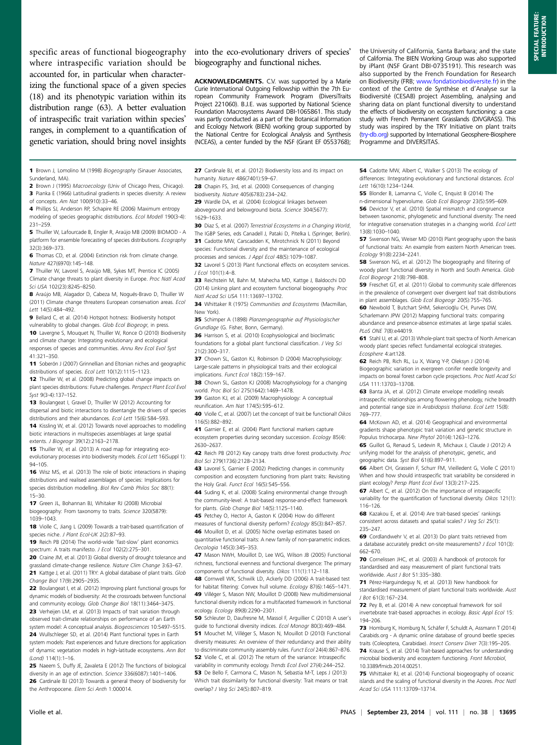specific areas of functional biogeography where intraspecific variation should be accounted for, in particular when characterizing the functional space of a given species (18) and its phenotypic variation within its distribution range (63). A better evaluation of intraspecific trait variation within species' ranges, in complement to a quantification of genetic variation, should bring novel insights into the eco-evolutionary drivers of species' biogeography and functional niches.

**ACKNOWLEDGMENTS.** C.V. was supported by a Marie Curie International Outgoing Fellowship within the 7th European Community Framework Program (DiversiTraits Project 221060). B.J.E. was supported by National Science Foundation Macrosystems Award DBI-1065861. This study was partly conducted as a part of the Botanical Information and Ecology Network (BIEN) working group supported by the National Centre for Ecological Analysis and Synthesis (NCEAS), a center funded by the NSF (Grant EF 0553768); the University of California, Santa Barbara; and the state of California. The BIEN Working Group was also supported by iPlant (NSF Grant DBI-0735191). This research was also supported by the French Foundation for Research on Biodiversity (FRB; www.fondationbiodiversite.fr) in the context of the Centre de Synthèse et d'Analyse sur la Biodiversité (CESAB) project Assembling, analysing and sharing data on plant functional diversity to understand the effects of biodiversity on ecosystem functioning: a case study with French Permanent Grasslands (DIVGRASS). This study was inspired by the TRY Initiative on plant traits (try-db.org) supported by International Geosphere-Biosphere Programme and DIVERSITAS.

1 Brown J, Lomolino M (1998) *Biogeography* (Sinauer Associates, Sunderland, MA).
2 Brown J (1995) *Macroecology* (Univ of Chicago Press, Chicago).
3 Pianka E (1966) Latitudinal gradients in species diversity: A review of concepts. *Am Nat* 100(910):33–46.
4 Phillips SJ, Anderson RP, Schapire RE (2006) Maximum entropy modeling of species geographic distributions. *Ecol Modell* 190(3-4):231–259.
5 Thuiller W, Lafourcade B, Engler R, Araújo MB (2009) BIOMOD - A platform for ensemble forecasting of species distributions. *Ecography* 32(3):369–373.
6 Thomas CD, et al. (2004) Extinction risk from climate change. *Nature* 427(6970):145–148.
7 Thuiller W, Lavorel S, Araújo MB, Sykes MT, Prentice IC (2005) Climate change threats to plant diversity in Europe. *Proc Natl Acad Sci USA* 102(23):8245–8250.
8 Araújo MB, Alagador D, Cabeza M, Nogués-Bravo D, Thuiller W (2011) Climate change threatens European conservation areas. *Ecol Lett* 14(5):484–492.
9 Bellard C, et al. (2014) Hotspot hotness: Biodiversity hotspot vulnerability to global changes. *Glob Ecol Biogeogr*, in press.
10 Lavergne S, Mouquet N, Thuiller W, Ronce O (2010) Biodiversity and climate change: Integrating evolutionary and ecological responses of species and communities. *Annu Rev Ecol Evol Syst* 41:321–350.
11 Soberón J (2007) Grinnellian and Eltonian niches and geographic distributions of species. *Ecol Lett* 10(12):1115–1123.
12 Thuiller W, et al. (2008) Predicting global change impacts on plant species distributions: Future challenges. *Perspect Plant Ecol Evol Syst* 9(3-4):137–152.
13 Boulangeat I, Gravel D, Thuiller W (2012) Accounting for dispersal and biotic interactions to disentangle the drivers of species distributions and their abundances. *Ecol Lett* 15(6):584–593.
14 Kissling W, et al. (2012) Towards novel approaches to modelling biotic interactions in multispecies assemblages at large spatial extents. *J Biogeogr* 39(12):2163–2178.
15 Thuiller W, et al. (2013) A road map for integrating eco-evolutionary processes into biodiversity models. *Ecol Lett* 16(Suppl 1):94–105.
16 Wisz MS, et al. (2013) The role of biotic interactions in shaping distributions and realised assemblages of species: Implications for species distribution modelling. *Biol Rev Camb Philos Soc* 88(1):15–30.
17 Green JL, Bohannan BJ, Whitaker RJ (2008) Microbial biogeography: From taxonomy to traits. *Science* 320(5879):1039–1043.
18 Violle C, Jiang L (2009) Towards a trait-based quantification of species niche. *J Plant Ecol-UK* 2(2):87–93.
19 Reich PB (2014) The world-wide 'fast-slow' plant economics spectrum: A traits manifesto. *J Ecol* 102(2):275–301.
20 Craine JM, et al. (2013) Global diversity of drought tolerance and grassland climate-change resilience. *Nature Clim Change* 3:63–67.
21 Kattge J, et al. (2011) TRY: A global database of plant traits. *Glob Change Biol* 17(9):2905–2935.
22 Boulangeat I, et al. (2012) Improving plant functional groups for dynamic models of biodiversity: At the crossroads between functional and community ecology. *Glob Change Biol* 18(11):3464–3475.
23 Verheijen LM, et al. (2013) Impacts of trait variation through observed trait-climate relationships on performance of an Earth system model: A conceptual analysis. *Biogeosciences* 10:5497–5515.
24 Wullschleger SD, et al. (2014) Plant functional types in Earth system models: Past experiences and future directions for application of dynamic vegetation models in high-latitude ecosystems. *Ann Bot (Lond)* 114(1):1–16.
25 Naeem S, Duffy JE, Zavaleta E (2012) The functions of biological diversity in an age of extinction. *Science* 336(6087):1401–1406.
26 Cardinale BJ (2013) Towards a general theory of biodiversity for the Anthropocene. *Elem Sci Anth* 1:000014.
27 Cardinale BJ, et al. (2012) Biodiversity loss and its impact on humanity. *Nature* 486(7401):59–67.
28 Chapin FS, 3rd, et al. (2000) Consequences of changing biodiversity. *Nature* 405(6783):234–242.
29 Wardle DA, et al. (2004) Ecological linkages between aboveground and belowground biota. *Science* 304(5677):1629–1633.
30 Diaz S, et al. (2007) *Terrestrial Ecosystems in a Changing World*, The IGBP Series, eds Canadell J, Pataki D, Pitelka L (Springer, Berlin).
31 Cadotte MW, Carscadden K, Mirotchnick N (2011) Beyond species: Functional diversity and the maintenance of ecological processes and services. *J Appl Ecol* 48(5):1079–1087.
32 Lavorel S (2013) Plant functional effects on ecosystem services. *J Ecol* 101(1):4–8.
33 Reichstein M, Bahn M, Mahecha MD, Kattge J, Baldocchi DD (2014) Linking plant and ecosystem functional biogeography. *Proc Natl Acad Sci USA* 111:13697–13702.
34 Whittaker R (1975) *Communities and Ecosystems* (Macmillan, New York).
35 Schimper A (1898) *Planzengeographie auf Physiologischer Grundlage* (G. Fisher, Bonn, Germany).
36 Harrison S, et al. (2010) Ecophysiological and bioclimatic foundations for a global plant functional classification. *J Veg Sci* 21(2):300–317.
37 Chown SL, Gaston KJ, Robinson D (2004) Macrophysiology: Large-scale patterns in physiological traits and their ecological implications. *Funct Ecol* 18(2):159–167.
38 Chown SL, Gaston KJ (2008) Macrophysiology for a changing world. *Proc Biol Sci* 275(1642):1469–1478.
39 Gaston KJ, et al. (2009) Macrophysiology: A conceptual reunification. *Am Nat* 174(5):595–612.
40 Violle C, et al. (2007) Let the concept of trait be functional! *Oikos* 116(5):882–892.
41 Garnier E, et al. (2004) Plant functional markers capture ecosystem properties during secondary succession. *Ecology* 85(4):2630–2637.
42 Reich PB (2012) Key canopy traits drive forest productivity. *Proc Biol Sci* 279(1736):2128–2134.
43 Lavorel S, Garnier E (2002) Predicting changes in community composition and ecosystem functioning from plant traits: Revisiting the Holy Grail. *Funct Ecol* 16(5):545–556.
44 Suding K, et al. (2008) Scaling environmental change through the community-level: A trait-based response-and-effect framework for plants. *Glob Change Biol* 14(5):1125–1140.
45 Petchey O, Hector A, Gaston K (2004) How do different measures of functional diversity perform? *Ecology* 85(3):847–857.
46 Mouillot D, et al. (2005) Niche overlap estimates based on quantitative functional traits: A new family of non-parametric indices. *Oecologia* 145(3):345–353.
47 Mason NWH, Mouillot D, Lee WG, Wilson JB (2005) Functional richness, functional evenness and functional divergence: The primary components of functional diversity. *Oikos* 111(1):112–118.
48 Cornwell WK, Schwilk LD, Ackerly DD (2006) A trait-based test for habitat filtering: Convex hull volume. *Ecology* 87(6):1465–1471.
49 Villéger S, Mason NW, Mouillot D (2008) New multidimensional functional diversity indices for a multifaceted framework in functional ecology. *Ecology* 89(8):2290–2301.
50 Schleuter D, Daufresne M, Massol F, Arguillier C (2010) A user's guide to functional diversity indices. *Ecol Monogr* 80(3):469–484.
51 Mouchet M, Villéger S, Mason N, Mouillot D (2010) Functional diversity measures: An overview of their redundancy and their ability to discriminate community assembly rules. *Funct Ecol* 24(4):867–876.
52 Violle C, et al. (2012) The return of the variance: Intraspecific variability in community ecology. *Trends Ecol Evol* 27(4):244–252.
53 De Bello F, Carmona C, Mason N, Sebastia M-T, Leps J (2013) Which trait dissimilarity for functional diversity: Trait means or trait overlap? *J Veg Sci* 24(5):807–819.
54 Cadotte MW, Albert C, Walker S (2013) The ecology of differences: Integrating evolutionary and functional distances. *Ecol Lett* 16(10):1234–1244.
55 Blonder B, Lamanna C, Violle C, Enquist B (2014) The n-dimensional hypervolume. *Glob Ecol Biogeogr* 23(5):595–609.
56 Devictor V, et al. (2010) Spatial mismatch and congruence between taxonomic, phylogenetic and functional diversity: The need for integrative conservation strategies in a changing world. *Ecol Lett* 13(8):1030–1040.
57 Swenson NG, Weiser MD (2010) Plant geography upon the basis of functional traits: An example from eastern North American trees. *Ecology* 91(8):2234–2241.
58 Swenson NG, et al. (2012) The biogeography and filtering of woody plant functional diversity in North and South America. *Glob Ecol Biogeogr* 21(8):798–808.
59 Freschet GT, et al. (2011) Global to community scale differences in the prevalence of convergent over divergent leaf trait distributions in plant assemblages. *Glob Ecol Biogeogr* 20(5):755–765.
60 Newbold T, Butchart SHM, Sekercioğlu CH, Purves DW, Scharlemann JPW (2012) Mapping functional traits: comparing abundance and presence-absence estimates at large spatial scales. *PLoS ONE* 7(8):e44019.
61 Stahl U, et al. (2013) Whole-plant trait spectra of North American woody plant species reflect fundamental ecological strategies. *Ecosphere* 4:art128.
62 Reich PB, Rich RL, Lu X, Wang Y-P, Oleksyn J (2014) Biogeographic variation in evergreen conifer needle longevity and impacts on boreal forest carbon cycle projections. *Proc Natl Acad Sci USA* 111:13703–13708.
63 Banta JA, et al. (2012) Climate envelope modelling reveals intraspecific relationships among flowering phenology, niche breadth and potential range size in *Arabidopsis thaliana*. *Ecol Lett* 15(8):769–777.
64 McKown AD, et al. (2014) Geographical and environmental gradients shape phenotypic trait variation and genetic structure in Populus trichocarpa. *New Phytol* 201(4):1263–1276.
65 Guillot G, Renaud S, Ledevin R, Michaux J, Claude J (2012) A unifying model for the analysis of phenotypic, genetic, and geographic data. *Syst Biol* 61(6):897–911.
66 Albert CH, Grassein F, Schurr FM, Vieilledent G, Violle C (2011) When and how should intraspecific trait variability be considered in plant ecology? *Persp Plant Ecol Evol* 13(3):217–225.
67 Albert C, et al. (2012) On the importance of intraspecific variability for the quantification of functional diversity. *Oikos* 121(1):116–126.
68 Kazakou E, et al. (2014) Are trait-based species' rankings consistent across datasets and spatial scales? *J Veg Sci* 25(1):235–247.
69 Cordlandwehr V, et al. (2013) Do plant traits retrieved from a database accurately predict on-site measurements? *J Ecol* 101(3):662–670.
70 Cornelissen JHC, et al. (2003) A handbook of protocols for standardised and easy measurement of plant functional traits worldwide. *Aust J Bot* 51:335–380.
71 Pérez-Harguindeguy N, et al. (2013) New handbook for standardised measurement of plant functional traits worldwide. *Aust J Bot* 61(3):167–234.
72 Pey B, et al. (2014) A new conceptual framework for soil invertebrate trait-based approaches in ecology. *Basic Appl Ecol* 15:194–206.
73 Homburg K, Homburg N, Schäfer F, Schuldt A, Assmann T (2014) Carabids.org - A dynamic online database of ground beetle species traits (Coleoptera, Carabidae). *Insect Conserv Diver* 7(3):195–205.
74 Krause S, et al. (2014) Trait-based approaches for understanding microbial biodiversity and ecosystem functioning. *Front Microbiol*, 10.3389/fmicb.2014.00251.
75 Whittaker RJ, et al. (2014) Functional biogeography of oceanic islands and the scaling of functional diversity in the Azores. *Proc Natl Acad Sci USA* 111:13709–13714.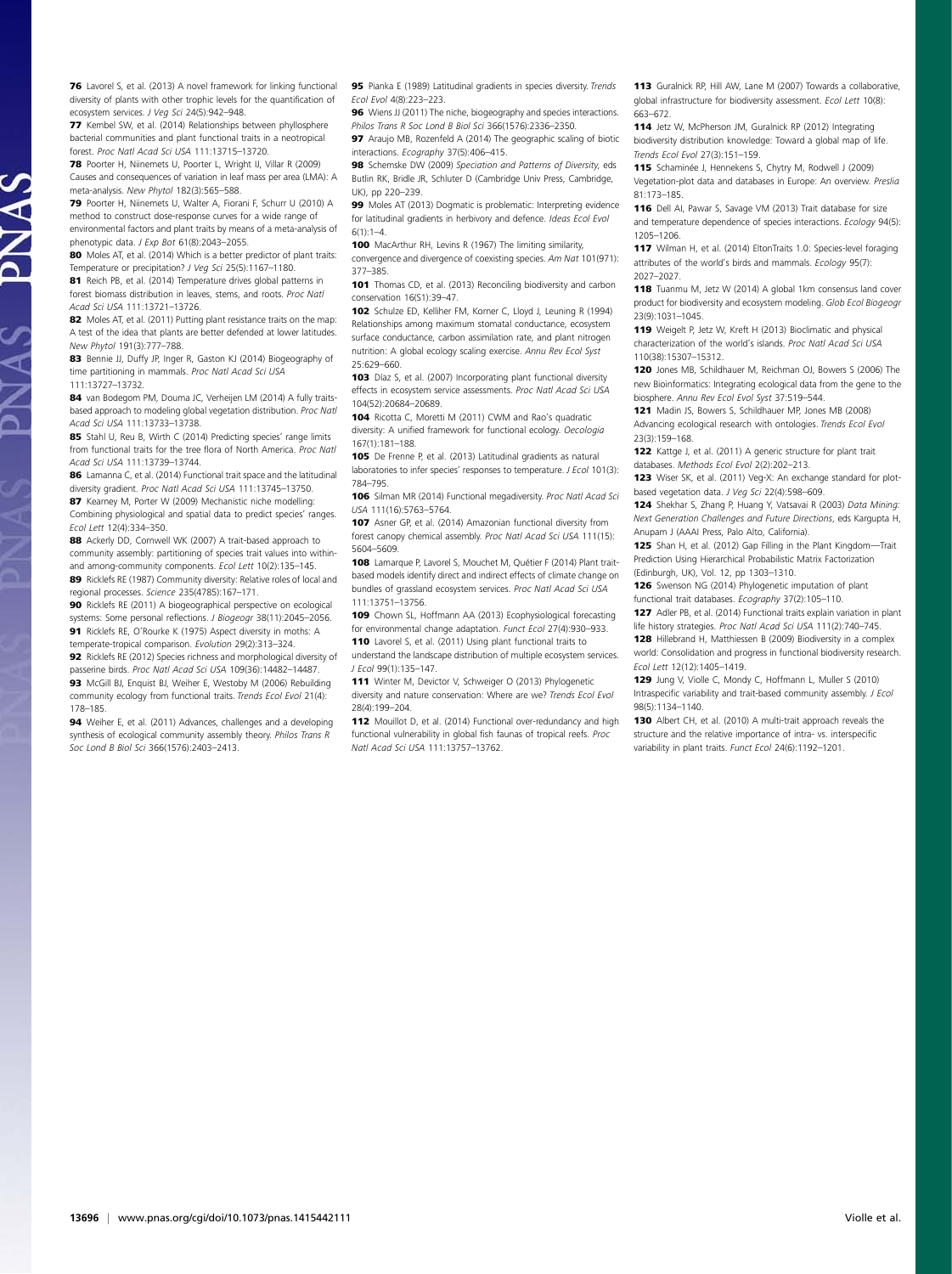76 Lavorel S, et al. (2013) A novel framework for linking functional diversity of plants with other trophic levels for the quantification of ecosystem services. *J Veg Sci* 24(5):942–948.

77 Kembel SW, et al. (2014) Relationships between phyllosphere bacterial communities and plant functional traits in a neotropical forest. *Proc Natl Acad Sci USA* 111:13715–13720.

78 Poorter H, Niinemets U, Poorter L, Wright IJ, Villar R (2009) Causes and consequences of variation in leaf mass per area (LMA): A meta-analysis. *New Phytol* 182(3):565–588.

79 Poorter H, Niinemets U, Walter A, Fiorani F, Schurr U (2010) A method to construct dose-response curves for a wide range of environmental factors and plant traits by means of a meta-analysis of phenotypic data. *J Exp Bot* 61(8):2043–2055.

80 Moles AT, et al. (2014) Which is a better predictor of plant traits: Temperature or precipitation? *J Veg Sci* 25(5):1167–1180.

81 Reich PB, et al. (2014) Temperature drives global patterns in forest biomass distribution in leaves, stems, and roots. *Proc Natl Acad Sci USA* 111:13721–13726.

82 Moles AT, et al. (2011) Putting plant resistance traits on the map: A test of the idea that plants are better defended at lower latitudes. *New Phytol* 191(3):777–788.

83 Bennie JJ, Duffy JP, Inger R, Gaston KJ (2014) Biogeography of time partitioning in mammals. *Proc Natl Acad Sci USA* 111:13727–13732.

84 van Bodegom PM, Douma JC, Verheijen LM (2014) A fully traits-based approach to modeling global vegetation distribution. *Proc Natl Acad Sci USA* 111:13733–13738.

85 Stahl U, Reu B, Wirth C (2014) Predicting species' range limits from functional traits for the tree flora of North America. *Proc Natl Acad Sci USA* 111:13739–13744.

86 Lamanna C, et al. (2014) Functional trait space and the latitudinal diversity gradient. *Proc Natl Acad Sci USA* 111:13745–13750.

87 Kearney M, Porter W (2009) Mechanistic niche modelling: Combining physiological and spatial data to predict species' ranges. *Ecol Lett* 12(4):334–350.

88 Ackerly DD, Cornwell WK (2007) A trait-based approach to community assembly: partitioning of species trait values into within- and among-community components. *Ecol Lett* 10(2):135–145.

89 Ricklefs RE (1987) Community diversity: Relative roles of local and regional processes. *Science* 235(4785):167–171.

90 Ricklefs RE (2011) A biogeographical perspective on ecological systems: Some personal reflections. *J Biogeogr* 38(11):2045–2056.

91 Ricklefs RE, O'Rourke K (1975) Aspect diversity in moths: A temperate-tropical comparison. *Evolution* 29(2):313–324.

92 Ricklefs RE (2012) Species richness and morphological diversity of passerine birds. *Proc Natl Acad Sci USA* 109(36):14482–14487.

93 McGill BJ, Enquist BJ, Weiher E, Westoby M (2006) Rebuilding community ecology from functional traits. *Trends Ecol Evol* 21(4): 178–185.

94 Weiher E, et al. (2011) Advances, challenges and a developing synthesis of ecological community assembly theory. *Philos Trans R Soc Lond B Biol Sci* 366(1576):2403–2413.

95 Pianka E (1989) Latitudinal gradients in species diversity. *Trends Ecol Evol* 4(8):223–223.

96 Wiens JJ (2011) The niche, biogeography and species interactions. *Philos Trans R Soc Lond B Biol Sci* 366(1576):2336–2350.

97 Araujo MB, Rozenfeld A (2014) The geographic scaling of biotic interactions. *Ecography* 37(5):406–415.

98 Schemske DW (2009) *Speciation and Patterns of Diversity*, eds Butlin RK, Bridle JR, Schluter D (Cambridge Univ Press, Cambridge, UK), pp 220–239.

99 Moles AT (2013) Dogmatic is problematic: Interpreting evidence for latitudinal gradients in herbivory and defence. *Ideas Ecol Evol* 6(1):1–4.

100 MacArthur RH, Levins R (1967) The limiting similarity, convergence and divergence of coexisting species. *Am Nat* 101(971): 377–385.

101 Thomas CD, et al. (2013) Reconciling biodiversity and carbon conservation 16(S1):39–47.

102 Schulze ED, Kelliher FM, Korner C, Lloyd J, Leuning R (1994) Relationships among maximum stomatal conductance, ecosystem surface conductance, carbon assimilation rate, and plant nitrogen nutrition: A global ecology scaling exercise. *Annu Rev Ecol Syst* 25:629–660.

103 Díaz S, et al. (2007) Incorporating plant functional diversity effects in ecosystem service assessments. *Proc Natl Acad Sci USA* 104(52):20684–20689.

104 Ricotta C, Moretti M (2011) CWM and Rao's quadratic diversity: A unified framework for functional ecology. *Oecologia* 167(1):181–188.

105 De Frenne P, et al. (2013) Latitudinal gradients as natural laboratories to infer species' responses to temperature. *J Ecol* 101(3): 784–795.

106 Silman MR (2014) Functional megadiversity. *Proc Natl Acad Sci USA* 111(16):5763–5764.

107 Asner GP, et al. (2014) Amazonian functional diversity from forest canopy chemical assembly. *Proc Natl Acad Sci USA* 111(15): 5604–5609.

108 Lamarque P, Lavorel S, Mouchet M, Quétier F (2014) Plant trait-based models identify direct and indirect effects of climate change on bundles of grassland ecosystem services. *Proc Natl Acad Sci USA* 111:13751–13756.

109 Chown SL, Hoffmann AA (2013) Ecophysiological forecasting for environmental change adaptation. *Funct Ecol* 27(4):930–933.

110 Lavorel S, et al. (2011) Using plant functional traits to understand the landscape distribution of multiple ecosystem services. *J Ecol* 99(1):135–147.

111 Winter M, Devictor V, Schweiger O (2013) Phylogenetic diversity and nature conservation: Where are we? *Trends Ecol Evol* 28(4):199–204.

112 Mouillot D, et al. (2014) Functional over-redundancy and high functional vulnerability in global fish faunas of tropical reefs. *Proc Natl Acad Sci USA* 111:13757–13762.

113 Guralnick RP, Hill AW, Lane M (2007) Towards a collaborative, global infrastructure for biodiversity assessment. *Ecol Lett* 10(8): 663–672.

114 Jetz W, McPherson JM, Guralnick RP (2012) Integrating biodiversity distribution knowledge: Toward a global map of life. *Trends Ecol Evol* 27(3):151–159.

115 Schaminée J, Hennekens S, Chytry M, Rodwell J (2009) Vegetation-plot data and databases in Europe: An overview. *Preslia* 81:173–185.

116 Dell AI, Pawar S, Savage VM (2013) Trait database for size and temperature dependence of species interactions. *Ecology* 94(5): 1205–1206.

117 Wilman H, et al. (2014) EltonTraits 1.0: Species-level foraging attributes of the world's birds and mammals. *Ecology* 95(7): 2027–2027.

118 Tuanmu M, Jetz W (2014) A global 1km consensus land cover product for biodiversity and ecosystem modeling. *Glob Ecol Biogeogr* 23(9):1031–1045.

119 Weigelt P, Jetz W, Kreft H (2013) Bioclimatic and physical characterization of the world's islands. *Proc Natl Acad Sci USA* 110(38):15307–15312.

120 Jones MB, Schildhauer M, Reichman OJ, Bowers S (2006) The new Bioinformatics: Integrating ecological data from the gene to the biosphere. *Annu Rev Ecol Evol Syst* 37:519–544.

121 Madin JS, Bowers S, Schildhauer MP, Jones MB (2008) Advancing ecological research with ontologies. *Trends Ecol Evol* 23(3):159–168.

122 Kattge J, et al. (2011) A generic structure for plant trait databases. *Methods Ecol Evol* 2(2):202–213.

123 Wiser SK, et al. (2011) Veg-X: An exchange standard for plot-based vegetation data. *J Veg Sci* 22(4):598–609.

124 Shekhar S, Zhang P, Huang Y, Vatsavai R (2003) *Data Mining: Next Generation Challenges and Future Directions*, eds Kargupta H, Anupam J (AAAI Press, Palo Alto, California).

125 Shan H, et al. (2012) Gap Filling in the Plant Kingdom—Trait Prediction Using Hierarchical Probabilistic Matrix Factorization (Edinburgh, UK), Vol. 12, pp 1303–1310.

126 Swenson NG (2014) Phylogenetic imputation of plant functional trait databases. *Ecography* 37(2):105–110.

127 Adler PB, et al. (2014) Functional traits explain variation in plant life history strategies. *Proc Natl Acad Sci USA* 111(2):740–745.

128 Hillebrand H, Matthiessen B (2009) Biodiversity in a complex world: Consolidation and progress in functional biodiversity research. *Ecol Lett* 12(12):1405–1419.

129 Jung V, Violle C, Mondy C, Hoffmann L, Muller S (2010) Intraspecific variability and trait-based community assembly. *J Ecol* 98(5):1134–1140.

130 Albert CH, et al. (2010) A multi-trait approach reveals the structure and the relative importance of intra- vs. interspecific variability in plant traits. *Funct Ecol* 24(6):1192–1201.